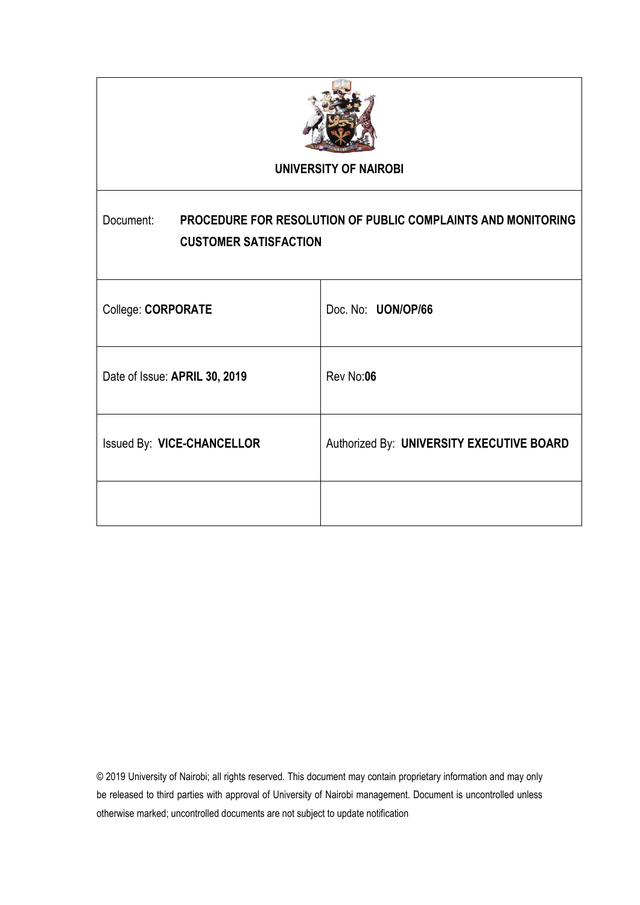# UNIVERSITY OF NAIROBI

| Document: **PROCEDURE FOR RESOLUTION OF PUBLIC COMPLAINTS AND MONITORING CUSTOMER SATISFACTION** | |
|---|---|
| College: **CORPORATE** | Doc. No: **UON/OP/66** |
| Date of Issue: **APRIL 30, 2019** | Rev No:**06** |
| Issued By: **VICE-CHANCELLOR** | Authorized By: **UNIVERSITY EXECUTIVE BOARD** |
| | |

© 2019 University of Nairobi; all rights reserved. This document may contain proprietary information and may only be released to third parties with approval of University of Nairobi management. Document is uncontrolled unless otherwise marked; uncontrolled documents are not subject to update notification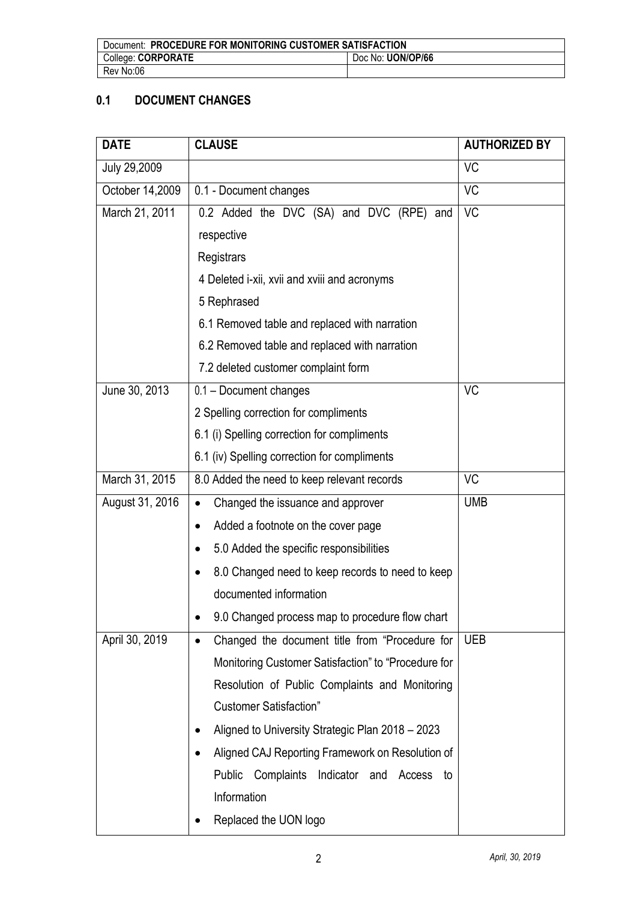## 0.1 DOCUMENT CHANGES

| DATE | CLAUSE | AUTHORIZED BY |
|---|---|---|
| July 29,2009 | | VC |
| October 14,2009 | 0.1 - Document changes | VC |
| March 21, 2011 | 0.2 Added the DVC (SA) and DVC (RPE) and respective Registrars<br>4 Deleted i-xii, xvii and xviii and acronyms<br>5 Rephrased<br>6.1 Removed table and replaced with narration<br>6.2 Removed table and replaced with narration<br>7.2 deleted customer complaint form | VC |
| June 30, 2013 | 0.1 – Document changes<br>2 Spelling correction for compliments<br>6.1 (i) Spelling correction for compliments<br>6.1 (iv) Spelling correction for compliments | VC |
| March 31, 2015 | 8.0 Added the need to keep relevant records | VC |
| August 31, 2016 | • Changed the issuance and approver<br>• Added a footnote on the cover page<br>• 5.0 Added the specific responsibilities<br>• 8.0 Changed need to keep records to need to keep documented information<br>• 9.0 Changed process map to procedure flow chart | UMB |
| April 30, 2019 | • Changed the document title from "Procedure for Monitoring Customer Satisfaction" to "Procedure for Resolution of Public Complaints and Monitoring Customer Satisfaction"<br>• Aligned to University Strategic Plan 2018 – 2023<br>• Aligned CAJ Reporting Framework on Resolution of Public Complaints Indicator and Access to Information<br>• Replaced the UON logo | UEB |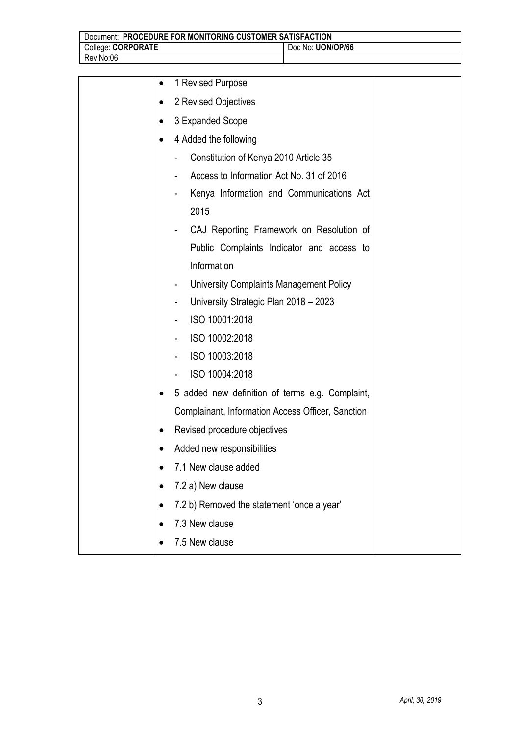| | | |
|---|---|---|
| | • 1 Revised Purpose<br>• 2 Revised Objectives<br>• 3 Expanded Scope<br>• 4 Added the following<br>- Constitution of Kenya 2010 Article 35<br>- Access to Information Act No. 31 of 2016<br>- Kenya Information and Communications Act 2015<br>- CAJ Reporting Framework on Resolution of Public Complaints Indicator and access to Information<br>- University Complaints Management Policy<br>- University Strategic Plan 2018 – 2023<br>- ISO 10001:2018<br>- ISO 10002:2018<br>- ISO 10003:2018<br>- ISO 10004:2018<br>• 5 added new definition of terms e.g. Complaint, Complainant, Information Access Officer, Sanction<br>• Revised procedure objectives<br>• Added new responsibilities<br>• 7.1 New clause added<br>• 7.2 a) New clause<br>• 7.2 b) Removed the statement 'once a year'<br>• 7.3 New clause<br>• 7.5 New clause | |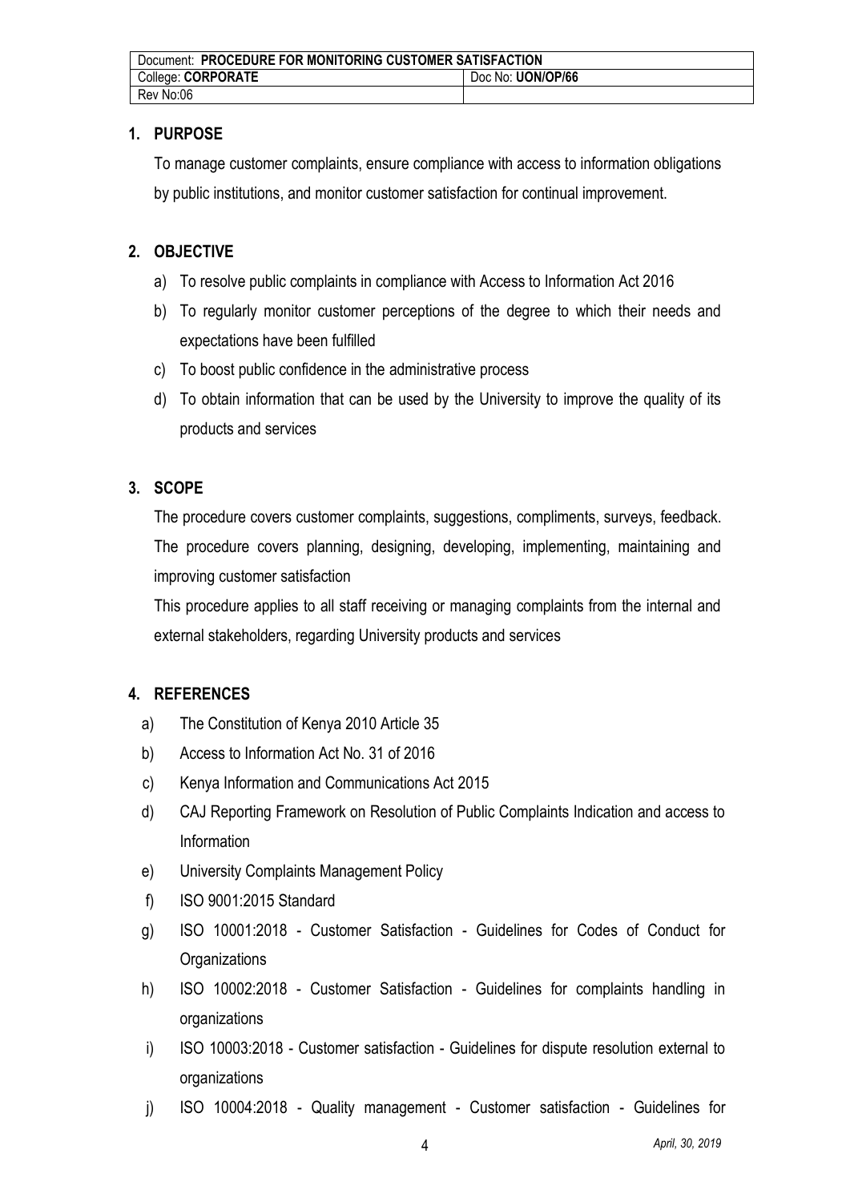## 1. PURPOSE

To manage customer complaints, ensure compliance with access to information obligations by public institutions, and monitor customer satisfaction for continual improvement.

## 2. OBJECTIVE

a) To resolve public complaints in compliance with Access to Information Act 2016

b) To regularly monitor customer perceptions of the degree to which their needs and expectations have been fulfilled

c) To boost public confidence in the administrative process

d) To obtain information that can be used by the University to improve the quality of its products and services

## 3. SCOPE

The procedure covers customer complaints, suggestions, compliments, surveys, feedback. The procedure covers planning, designing, developing, implementing, maintaining and improving customer satisfaction

This procedure applies to all staff receiving or managing complaints from the internal and external stakeholders, regarding University products and services

## 4. REFERENCES

a) The Constitution of Kenya 2010 Article 35

b) Access to Information Act No. 31 of 2016

c) Kenya Information and Communications Act 2015

d) CAJ Reporting Framework on Resolution of Public Complaints Indication and access to Information

e) University Complaints Management Policy

f) ISO 9001:2015 Standard

g) ISO 10001:2018 - Customer Satisfaction - Guidelines for Codes of Conduct for Organizations

h) ISO 10002:2018 - Customer Satisfaction - Guidelines for complaints handling in organizations

i) ISO 10003:2018 - Customer satisfaction - Guidelines for dispute resolution external to organizations

j) ISO 10004:2018 - Quality management - Customer satisfaction - Guidelines for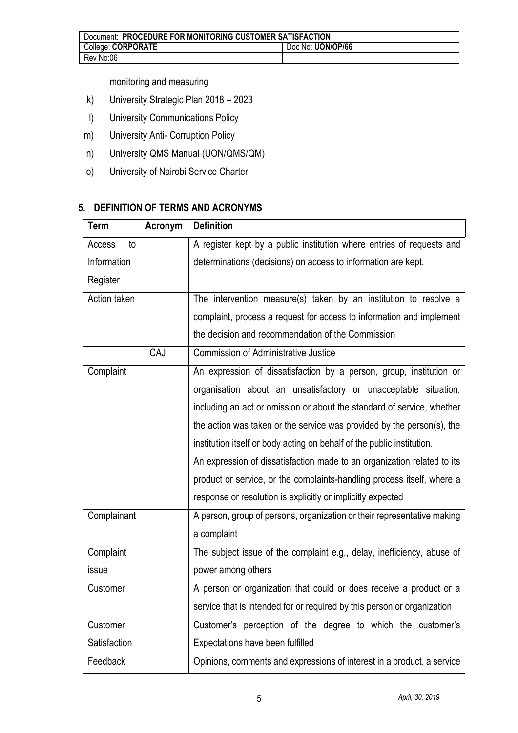monitoring and measuring

k) University Strategic Plan 2018 – 2023
l) University Communications Policy
m) University Anti- Corruption Policy
n) University QMS Manual (UON/QMS/QM)
o) University of Nairobi Service Charter

## 5. DEFINITION OF TERMS AND ACRONYMS

| Term | Acronym | Definition |
|---|---|---|
| Access to Information Register | | A register kept by a public institution where entries of requests and determinations (decisions) on access to information are kept. |
| Action taken | | The intervention measure(s) taken by an institution to resolve a complaint, process a request for access to information and implement the decision and recommendation of the Commission |
| | CAJ | Commission of Administrative Justice |
| Complaint | | An expression of dissatisfaction by a person, group, institution or organisation about an unsatisfactory or unacceptable situation, including an act or omission or about the standard of service, whether the action was taken or the service was provided by the person(s), the institution itself or body acting on behalf of the public institution. An expression of dissatisfaction made to an organization related to its product or service, or the complaints-handling process itself, where a response or resolution is explicitly or implicitly expected |
| Complainant | | A person, group of persons, organization or their representative making a complaint |
| Complaint issue | | The subject issue of the complaint e.g., delay, inefficiency, abuse of power among others |
| Customer | | A person or organization that could or does receive a product or a service that is intended for or required by this person or organization |
| Customer Satisfaction | | Customer's perception of the degree to which the customer's Expectations have been fulfilled |
| Feedback | | Opinions, comments and expressions of interest in a product, a service |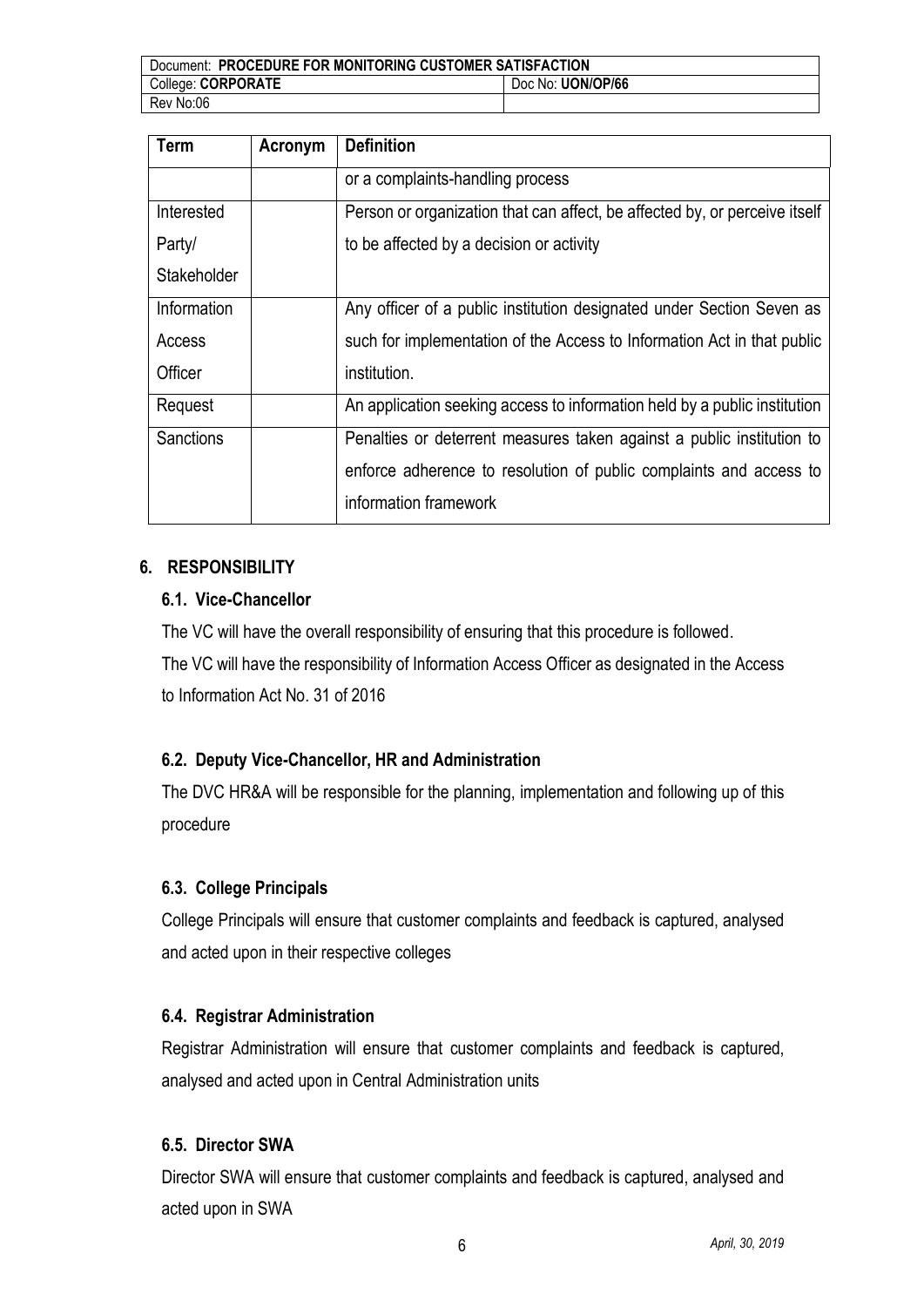| Term | Acronym | Definition |
|---|---|---|
| | | or a complaints-handling process |
| Interested Party/ Stakeholder | | Person or organization that can affect, be affected by, or perceive itself to be affected by a decision or activity |
| Information Access Officer | | Any officer of a public institution designated under Section Seven as such for implementation of the Access to Information Act in that public institution. |
| Request | | An application seeking access to information held by a public institution |
| Sanctions | | Penalties or deterrent measures taken against a public institution to enforce adherence to resolution of public complaints and access to information framework |

## 6. RESPONSIBILITY

### 6.1. Vice-Chancellor

The VC will have the overall responsibility of ensuring that this procedure is followed.
The VC will have the responsibility of Information Access Officer as designated in the Access to Information Act No. 31 of 2016

### 6.2. Deputy Vice-Chancellor, HR and Administration

The DVC HR&A will be responsible for the planning, implementation and following up of this procedure

### 6.3. College Principals

College Principals will ensure that customer complaints and feedback is captured, analysed and acted upon in their respective colleges

### 6.4. Registrar Administration

Registrar Administration will ensure that customer complaints and feedback is captured, analysed and acted upon in Central Administration units

### 6.5. Director SWA

Director SWA will ensure that customer complaints and feedback is captured, analysed and acted upon in SWA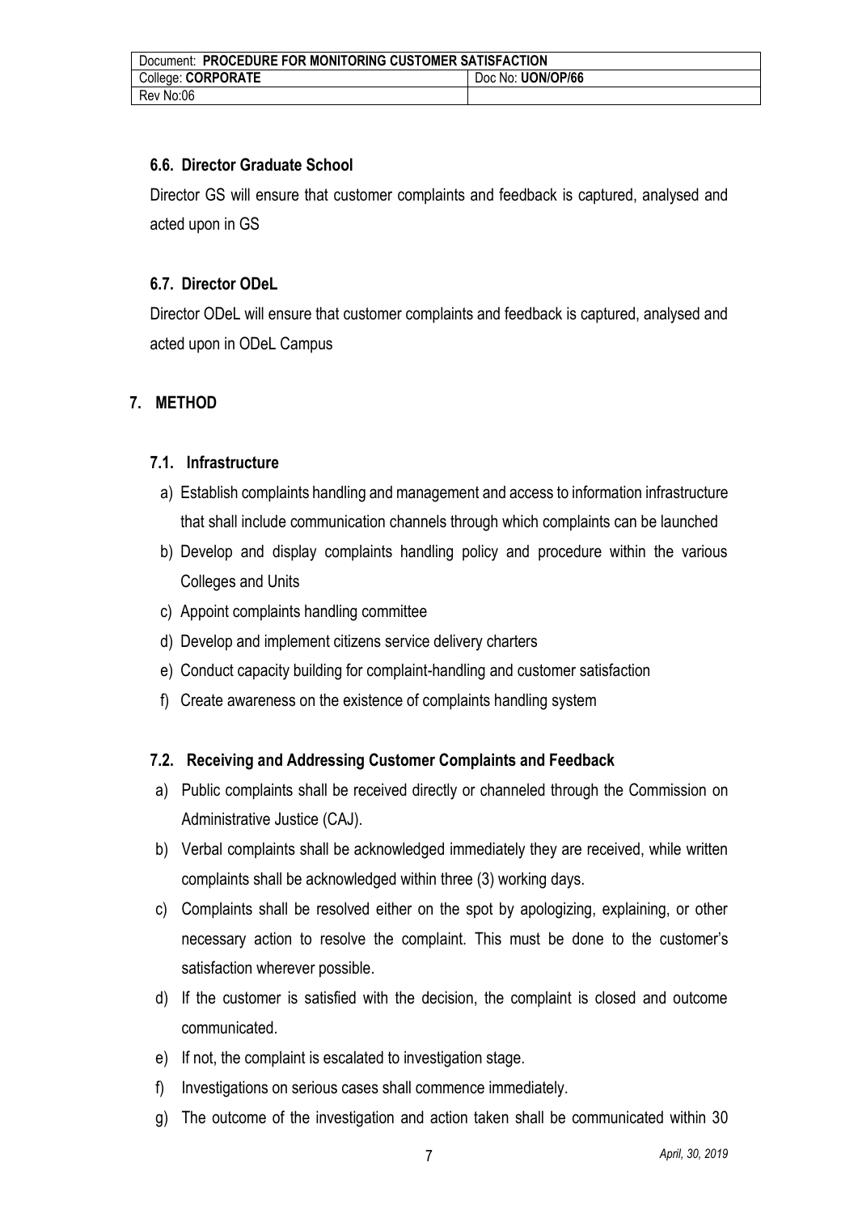### 6.6. Director Graduate School

Director GS will ensure that customer complaints and feedback is captured, analysed and acted upon in GS

### 6.7. Director ODeL

Director ODeL will ensure that customer complaints and feedback is captured, analysed and acted upon in ODeL Campus

## 7. METHOD

### 7.1. Infrastructure

a) Establish complaints handling and management and access to information infrastructure that shall include communication channels through which complaints can be launched
b) Develop and display complaints handling policy and procedure within the various Colleges and Units
c) Appoint complaints handling committee
d) Develop and implement citizens service delivery charters
e) Conduct capacity building for complaint-handling and customer satisfaction
f) Create awareness on the existence of complaints handling system

### 7.2. Receiving and Addressing Customer Complaints and Feedback

a) Public complaints shall be received directly or channeled through the Commission on Administrative Justice (CAJ).
b) Verbal complaints shall be acknowledged immediately they are received, while written complaints shall be acknowledged within three (3) working days.
c) Complaints shall be resolved either on the spot by apologizing, explaining, or other necessary action to resolve the complaint. This must be done to the customer's satisfaction wherever possible.
d) If the customer is satisfied with the decision, the complaint is closed and outcome communicated.
e) If not, the complaint is escalated to investigation stage.
f) Investigations on serious cases shall commence immediately.
g) The outcome of the investigation and action taken shall be communicated within 30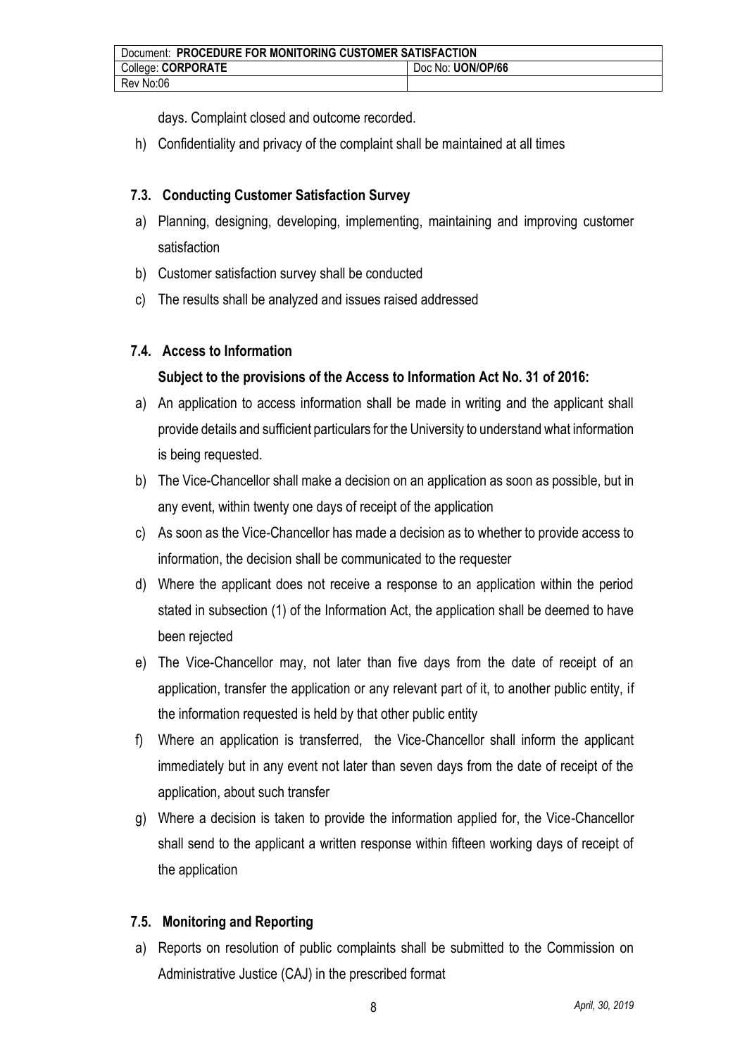days. Complaint closed and outcome recorded.

h) Confidentiality and privacy of the complaint shall be maintained at all times

### 7.3. Conducting Customer Satisfaction Survey

a) Planning, designing, developing, implementing, maintaining and improving customer satisfaction

b) Customer satisfaction survey shall be conducted

c) The results shall be analyzed and issues raised addressed

### 7.4. Access to Information

**Subject to the provisions of the Access to Information Act No. 31 of 2016:**

a) An application to access information shall be made in writing and the applicant shall provide details and sufficient particulars for the University to understand what information is being requested.

b) The Vice-Chancellor shall make a decision on an application as soon as possible, but in any event, within twenty one days of receipt of the application

c) As soon as the Vice-Chancellor has made a decision as to whether to provide access to information, the decision shall be communicated to the requester

d) Where the applicant does not receive a response to an application within the period stated in subsection (1) of the Information Act, the application shall be deemed to have been rejected

e) The Vice-Chancellor may, not later than five days from the date of receipt of an application, transfer the application or any relevant part of it, to another public entity, if the information requested is held by that other public entity

f) Where an application is transferred, the Vice-Chancellor shall inform the applicant immediately but in any event not later than seven days from the date of receipt of the application, about such transfer

g) Where a decision is taken to provide the information applied for, the Vice-Chancellor shall send to the applicant a written response within fifteen working days of receipt of the application

### 7.5. Monitoring and Reporting

a) Reports on resolution of public complaints shall be submitted to the Commission on Administrative Justice (CAJ) in the prescribed format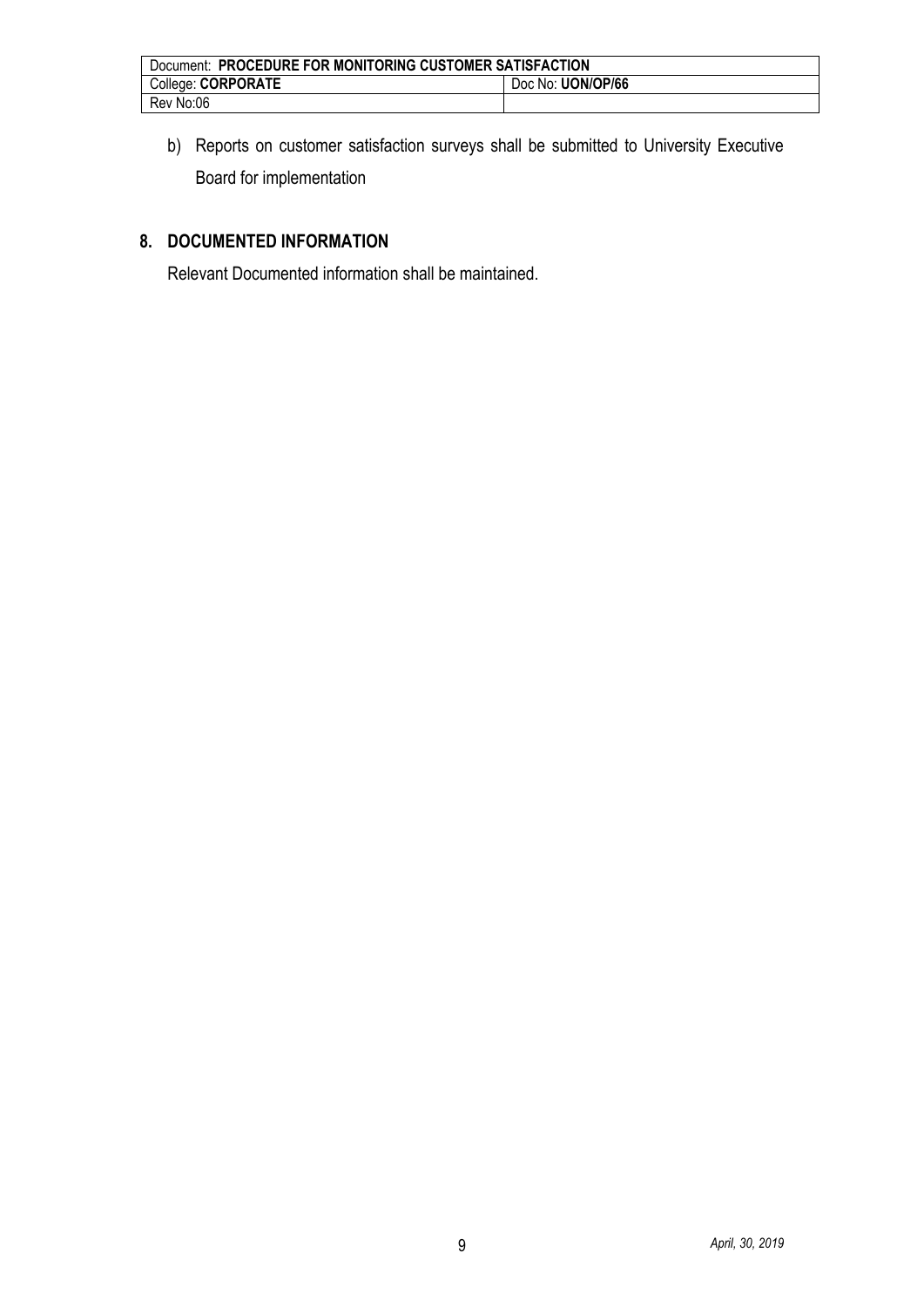b) Reports on customer satisfaction surveys shall be submitted to University Executive Board for implementation

## 8. DOCUMENTED INFORMATION

Relevant Documented information shall be maintained.